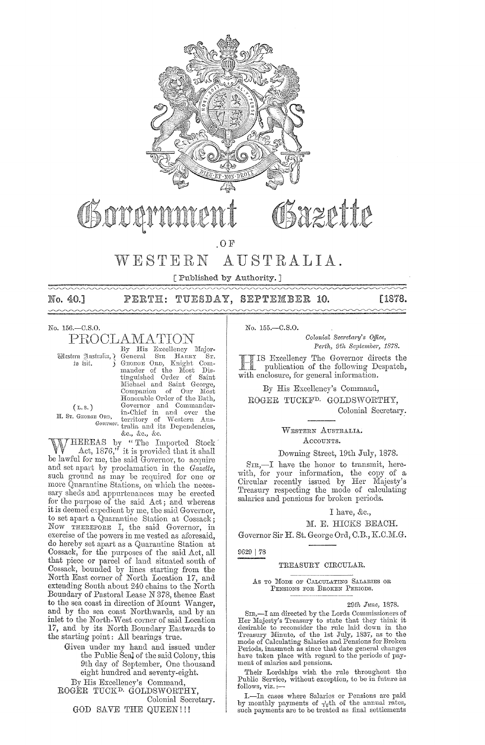# Government Gazette

## OF

# WESTERN AUSTRALIA.

[ Published by Authority. ]

**No. 40.] PERTH: TUESDAY, SEPTEMBER 10. [1878.**

No. 156.—C.S.O.

## PROCLAMATION

Western Australia, to wit.

(L.S.)

H. ST. GEORGE ORD, *Governor.*

By His Excellency Major-General SIR HARRY ST. GEORGE ORD, Knight Commander of the Most Distinguished Order of Saint Michael and Saint George, Companion of Our Most Honorable Order of the Bath, Governor and Commander-in-Chief in and over the territory of Western Australia and its Dependencies, &c., &c., &c.

WHEREAS by "The Imported Stock Act, 1876," it is provided that it shall be lawful for me, the said Governor, to acquire and set apart by proclamation in the *Gazette*, such ground as may be required for one or more Quarantine Stations, on which the necessary sheds and appurtenances may be erected for the purpose of the said Act; and whereas it is deemed expedient by me, the said Governor, to set apart a Quarantine Station at Cossack; Now THEREFORE I, the said Governor, in exercise of the powers in me vested as aforesaid, do hereby set apart as a Quarantine Station at Cossack, for the purposes of the said Act, all that piece or parcel of land situated south of Cossack, bounded by lines starting from the North East corner of North Location 17, and extending South about 240 chains to the North Boundary of Pastoral Lease N 378, thence East to the sea coast in direction of Mount Wanger, and by the sea coast Northwards, and by an inlet to the North-West corner of said Location 17, and by its North Boundary Eastwards to the starting point: All bearings true.

Given under my hand and issued under the Public Seal of the said Colony, this 9th day of September, One thousand eight hundred and seventy-eight.

By His Excellency's Command,
ROGER TUCKD. GOLDSWORTHY,
Colonial Secretary.

GOD SAVE THE QUEEN!!!

No. 155.—C.S.O.

*Colonial Secretary's Office,*
*Perth, 9th September, 1878.*

HIS Excellency The Governor directs the publication of the following Despatch, with enclosure, for general information.

By His Excellency's Command,
ROGER TUCKD. GOLDSWORTHY,
Colonial Secretary.

WESTERN AUSTRALIA.
ACCOUNTS.

Downing Street, 19th July, 1878.

SIR,—I have the honor to transmit, herewith, for your information, the copy of a Circular recently issued by Her Majesty's Treasury respecting the mode of calculating salaries and pensions for broken periods.

I have, &c.,
M. E. HICKS BEACH.

Governor Sir H. St. George Ord, C.B., K.C.M.G.

9629 | 78

### TREASURY CIRCULAR.

AS TO MODE OF CALCULATING SALARIES OR PENSIONS FOR BROKEN PERIODS.

*29th June,* 1878.

SIR,—I am directed by the Lords Commissioners of Her Majesty's Treasury to state that they think it desirable to reconsider the rule laid down in the Treasury Minute, of the 1st July, 1837, as to the mode of Calculating Salaries and Pensions for Broken Periods, inasmuch as since that date general changes have taken place with regard to the periods of payment of salaries and pensions.

Their Lordships wish the rule throughout the Public Service, without exception, to be in future as follows, viz.:—

I.—In cases where Salaries or Pensions are paid by monthly payments of $\frac{1}{12}$th of the annual rates, such payments are to be treated as final settlements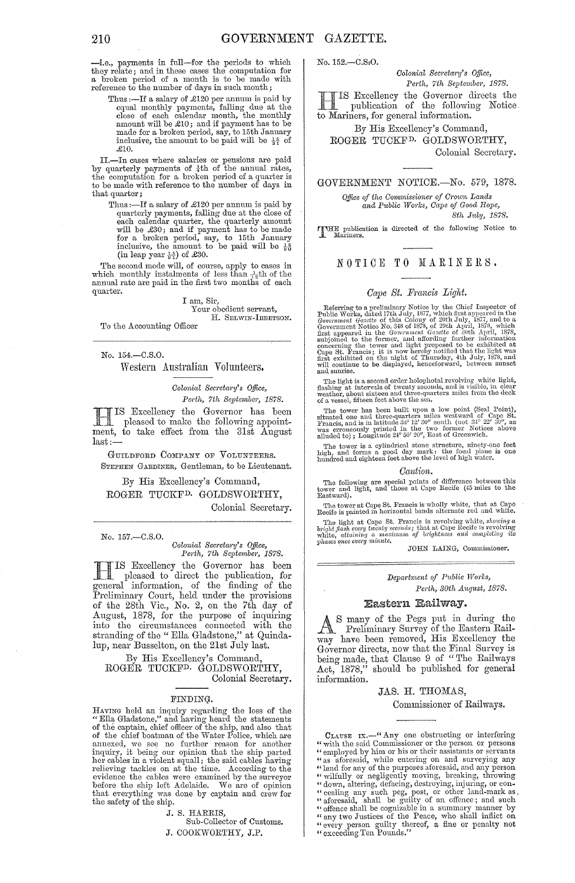—i.e., payments in full—for the periods to which they relate; and in these cases the computation for a broken period of a month is to be made with reference to the number of days in such month;

Thus:—If a salary of £120 per annum is paid by equal monthly payments, falling due at the close of each calendar month, the monthly amount will be £10; and if payment has to be made for a broken period, say, to 15th January inclusive, the amount to be paid will be $\frac{15}{31}$ of £10.

II.—In cases where salaries or pensions are paid by quarterly payments of ¼th of the annual rates, the computation for a broken period of a quarter is to be made with reference to the number of days in that quarter;

Thus:—If a salary of £120 per annum is paid by quarterly payments, falling due at the close of each calendar quarter, the quarterly amount will be £30; and if payment has to be made for a broken period, say, to 15th January inclusive, the amount to be paid will be $\frac{15}{90}$ (in leap year $\frac{15}{91}$) of £30.

The second mode will, of course, apply to cases in which monthly instalments of less than $\frac{1}{12}$th of the annual rate are paid in the first two months of each quarter.

I am, Sir,
Your obedient servant,
H. SELWIN-IBBETSON.

To the Accounting Officer

---

No. 154.—C.S.O.

## Western Australian Volunteers.

*Colonial Secretary's Office,*
*Perth, 7th September, 1878.*

HIS Excellency the Governor has been pleased to make the following appointment, to take effect from the 31st August last:—

GUILDFORD COMPANY OF VOLUNTEERS.

STEPHEN GARDINER, Gentleman, to be Lieutenant.

By His Excellency's Command,
ROGER TUCKF^D. GOLDSWORTHY,
Colonial Secretary.

---

No. 157.—C.S.O.

*Colonial Secretary's Office,*
*Perth, 7th September, 1878.*

HIS Excellency the Governor has been pleased to direct the publication, for general information, of the finding of the Preliminary Court, held under the provisions of the 28th Vic., No. 2, on the 7th day of August, 1878, for the purpose of inquiring into the circumstances connected with the stranding of the "Ella Gladstone," at Quindalup, near Busselton, on the 21st July last.

By His Excellency's Command,
ROGER TUCKF^D. GOLDSWORTHY,
Colonial Secretary.

### FINDING.

HAVING held an inquiry regarding the loss of the "Ella Gladstone," and having heard the statements of the captain, chief officer of the ship, and also that of the chief boatman of the Water Police, which are annexed, we see no further reason for another inquiry, it being our opinion that the ship parted her cables in a violent squall; the said cables having relieving tackles on at the time. According to the evidence the cables were examined by the surveyor before the ship left Adelaide. We are of opinion that everything was done by captain and crew for the safety of the ship.

J. S. HARRIS,
Sub-Collector of Customs.
J. COOKWORTHY, J.P.

---

No. 152.—C.S.O.

*Colonial Secretary's Office,*
*Perth, 7th September, 1878.*

HIS Excellency the Governor directs the publication of the following Notice to Mariners, for general information.

By His Excellency's Command,
ROGER TUCKF^D. GOLDSWORTHY,
Colonial Secretary.

---

## GOVERNMENT NOTICE.—No. 579, 1878.

*Office of the Commissioner of Crown Lands and Public Works, Cape of Good Hope,*
*8th July, 1878.*

THE publication is directed of the following Notice to Mariners.

## NOTICE TO MARINERS.

### *Cape St. Francis Light.*

Referring to a preliminary Notice by the Chief Inspector of Public Works, dated 17th July, 1877, which first appeared in the *Government Gazette* of this Colony of 20th July, 1877, and to a Government Notice No. 348 of 1878, of 29th April, 1878, which first appeared in the *Government Gazette* of 30th April, 1878, subjoined to the former, and affording further information concerning the tower and light proposed to be exhibited at Cape St. Francis; it is now hereby notified that the light was first exhibited on the night of Thursday, 4th July, 1878, and will continue to be displayed, henceforward, between sunset and sunrise.

The light is a second order holophotal revolving white light, flashing at intervals of twenty seconds, and is visible, in clear weather, about sixteen and three-quarters miles from the deck of a vessel, fifteen feet above the sea.

The tower has been built upon a low point (Seal Point), situated one and three-quarters miles westward of Cape St. Francis, and is in latitude 34° 12′ 30″ south (not 34° 22′ 30″, as was erroneously printed in the two former Notices above alluded to); Longitude 24° 50′ 20″, East of Greenwich.

The tower is a cylindrical stone structure, ninety-one feet high, and forms a good day mark: the focal plane is one hundred and eighteen feet above the level of high water.

### *Caution.*

The following are special points of difference between this tower and light, and those at Cape Recife (45 miles to the Eastward).

The tower at Cape St. Francis is wholly white, that at Cape Recife is painted in horizontal bands alternate red and white.

The light at Cape St. Francis is revolving white, *showing a bright flash every twenty seconds*; that at Cape Recife is revolving white, *attaining a maximum of brightness and completing its phases once every minute.*

JOHN LAING, Commissioner.

---

*Department of Public Works,*
*Perth, 30th August, 1878.*

## Eastern Railway.

AS many of the Pegs put in during the Preliminary Survey of the Eastern Railway have been removed, His Excellency the Governor directs, now that the Final Survey is being made, that Clause 9 of "The Railways Act, 1878," should be published for general information.

JAS. H. THOMAS,
Commissioner of Railways.

---

CLAUSE IX.—"Any one obstructing or interfering "with the said Commissioner or the person or persons "employed by him or his or their assistants or servants "as aforesaid, while entering on and surveying any "land for any of the purposes aforesaid, and any person "wilfully or negligently moving, breaking, throwing "down, altering, defacing, destroying, injuring, or con- "cealing any such peg, post, or other land-mark as "aforesaid, shall be guilty of an offence; and such "offence shall be cognizable in a summary manner by "any two Justices of the Peace, who shall inflict on "every person guilty thereof, a fine or penalty not "exceeding Ten Pounds."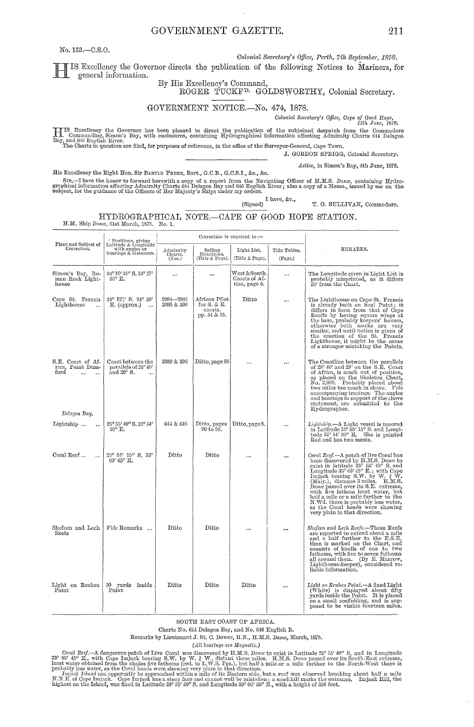No. 153.—C.S.O.

*Colonial Secretary's Office, Perth, 7th September, 1878.*

HIS Excellency the Governor directs the publication of the following Notices to Mariners, for general information.

By His Excellency's Command,
ROGER TUCKFD. GOLDSWORTHY, Colonial Secretary.

## GOVERNMENT NOTICE.—No. 474, 1878.

*Colonial Secretary's Office, Cape of Good Hope, 11th June, 1878.*

HIS Excellency the Governor has been pleased to direct the publication of the subjoined despatch from the Commodore Commanding, Simon's Bay, with enclosures, containing Hydrographical information affecting Admiralty Charts 644 Delagoa Bay, and 646 English River.

The Charts in question are filed, for purposes of reference, in the office of the Surveyor-General, Cape Town.

J. GORDON SPRIGG, Colonial Secretary.

*Active, in Simon's Bay, 4th June, 1878.*

His Excellency the Right Hon. Sir BARTLE FRERE, Bart., G.C.B., G.C.S.I., &c., &c.

SIR,—I have the honor to forward herewith a copy of a report from the Navigating Officer of H.M.S. *Danæ*, containing Hydrographical information affecting Admiralty Charts 644 Delagoa Bay and 646 English River; also a copy of a Memo., issued by me on the subject, for the guidance of the Officers of Her Majesty's Ships under my orders.

I have, &c.,
(Signed) T. O. SULLIVAN, Commodore.

## HYDROGRAPHICAL NOTE.—CAPE OF GOOD HOPE STATION.

H.M. Ship *Danæ*, 31st March, 1878. No. 1.

| Place and Subject of Correction. | Positions, giving Latitude & Longitude with angles or bearings & distances. | Correction is required to:— | | | | REMARKS. |
|---|---|---|---|---|---|---|
| | | Admiralty Charts. (Nos.) | Sailing Directions. (Title & Page). | Light List. (Title & Page). | Tide Tables. (Page.) | |
| Simon's Bay, Roman Rock Lighthouse | 34° 10′ 45″ S. 18° 27′ 30″ E. | ... | ... | West & South Coasts of Africa, page 6. | ... | The Longitude given in Light List is probably misprinted, as it differs 20′ from the Chart. |
| Cape St. Francis Lighthouse ... | 34° 12½′ S. 24° 50′ E. (approx.) ... | 2084—2085 2095 & 596 | African Pilot for S. & E. coasts. pp. 54 & 55. | Ditto | ... | The Lighthouse on Cape St. Francis is already built on Seal Point; it differs in form from that of Cape Recife by having square wings at the base, probably keepers' houses, otherwise both marks are very similar, and until notice is given of the erection of the St. Francis Lighthouse, it might be the cause of a stranger mistaking the Points. |
| S.E. Coast of Africa, Point Dumford ... ... | Coast between the parallels of 28° 40′ and 29° S. ... | 2089 & 596 | Ditto, page 88 | ... | ... | The Coastline between the parallels of 28° 40′ and 29° on the S.E. Coast of Africa, is much out of position, as placed on the Skeleton Chart, No. 2,089. Probably placed about two miles too much in shore. *Vide* accompanying tracings. The angles and bearings in support of the above statement, are submitted to the Hydrographer. |
| *Delagoa Bay.* | | | | | | |
| Lightship ... ... | 25° 55′ 40″ S. 32° 54′ 30″ E. | 644 & 646 | Ditto, pages 90 to 98. | Ditto, page 8. | ... | *Lightship.*—A Light vessel is moored in Latitude 25° 55′ 15″ S. and Longitude 32° 54′ 30″ E. She is painted Red and has two masts. |
| Coral Reef... ... | 25° 55′ 15″ S. 33° 03′ 45″ E. | Ditto | Ditto | ... | ... | *Coral Reef.*—A patch of live Coral has been discovered by H.M.S. *Danæ* to exist in latitude 25° 55′ 40″ S. and Longitude 33° 03′ 45″ E.; with Cape Imjack bearing S.W. by W. ¾ W. (Mag.), distance 3 miles. H.M.S. *Danæ* passed over its S.E. extreme, with five fathom least water, but half a mile or a mile further to the N.Wd. there is probably less water, as the Coral heads were showing very plain in that direction. |
| Shefeen and Lech Reefs | *Vide* Remarks ... | Ditto | Ditto | ... | ... | *Shefeen and Lech Reefs.*—These Reefs are reported to extend about a mile and a half further to the E.S.E. than is marked on the Chart, and consists of knolls of one to two fathoms, with five to seven fathoms all around them. (By E. Marrow, Lighthouse-keeper), considered reliable information. |
| Light on Reuben Point | 50 yards inside Point | Ditto | Ditto | Ditto | ... | *Light on Reuben Point.*—A fixed Light (White) is displayed about fifty yards inside the Point. It is placed on a small scaffolding, and is supposed to be visible fourteen miles. |

### SOUTH EAST COAST OF AFRICA.

Charts No. 644 Delagoa Bay, and No. 646 English R.

Remarks by Lieutenant J. St. C. Bower, R.N., H.M.S. *Danæ*, March, 1878.

*(All bearings are Magnetic.)*

*Coral Reef.*—A dangerous patch of Live Coral was discovered by H.M.S. *Danæ* to exist in Latitude 25° 55′ 40″ S. and in Longitude 33° 03′ 45″ E., with Cape Imjack bearing S.W. by W. ¾ W., distant three miles. H.M.S. *Danæ* passed over its South-East extreme, least water obtained from the chains five fathoms (red. to L.W.S. Pgs.), but half a mile or a mile further to the North-West there is probably less water, as the Coral heads were showing very plain in that direction.

*Imjack Island* can apparently be approached within a mile of its Eastern side, but a reef was observed breaking about half a mile N.N.E. of Cape Imjack. Cape Imjack has a steep face and cannot well be mistaken; a sand-hill marks the entrance. Imjack Hill, the highest on the Island, was fixed in Latitude 25° 59′ 30″ S. and Longitude 33° 00′ 35″ E., with a height of 350 feet.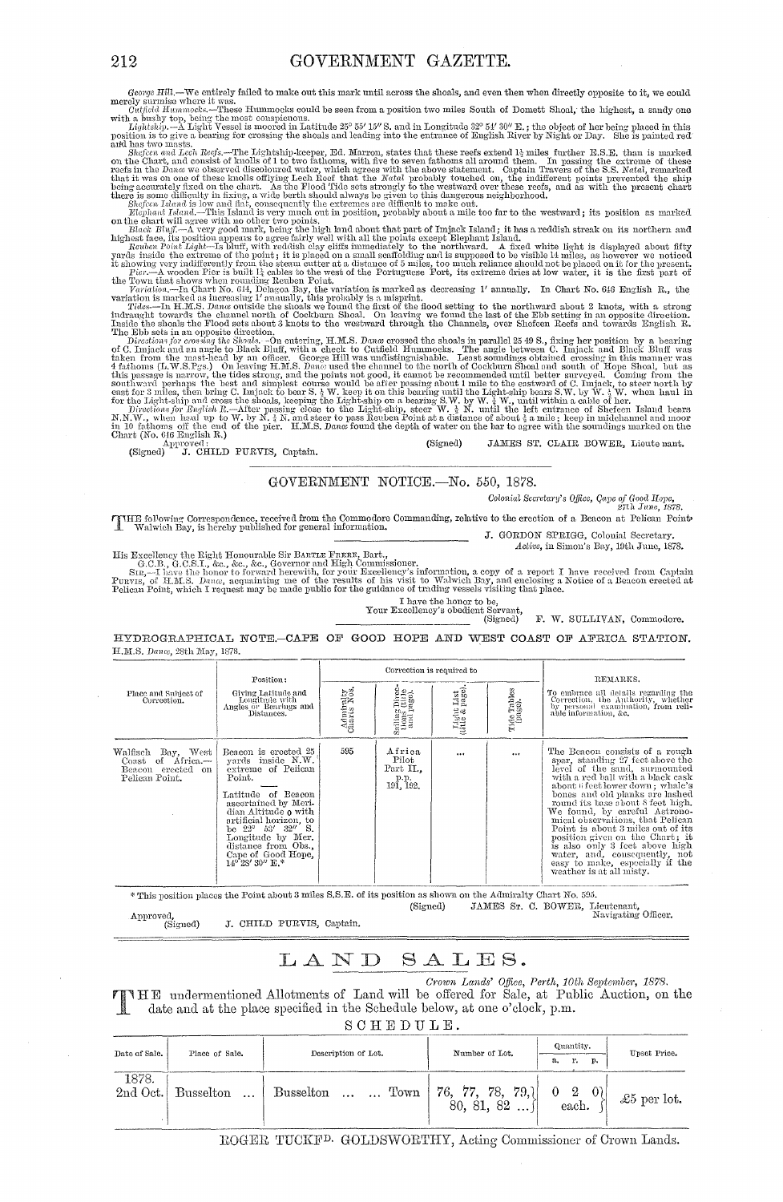*George Hill.*—We entirely failed to make out this mark until across the shoals, and even then when directly opposite to it, we could merely surmise where it was.

*Cutfield Hummocks.*—These Hummocks could be seen from a position two miles South of Domett Shoal; the highest, a sandy one with a bushy top, being the most conspicuous.

*Lightship.*—A Light Vessel is moored in Latitude 25° 55′ 15″ S. and in Longitude 32° 51′ 30″ E.; the object of her being placed in this position is to give a bearing for crossing the shoals and leading into the entrance of English River by Night or Day. She is painted red and has two masts.

*Shefeen and Lech Reefs.*—The Lightship-keeper, Ed. Marron, states that these reefs extend 1½ miles further E.S.E. than is marked on the Chart, and consist of knolls of 1 to two fathoms, with five to seven fathoms all around them. In passing the extreme of these reefs in the *Danæ* we observed discoloured water, which agrees with the above statement. Captain Travers of the S.S. *Natal*, remarked that it was on one of these knolls offlying Lech Reef that the *Natal* probably touched on, the indifferent points prevented the ship being accurately fixed on the chart. As the Flood Tide sets strongly to the westward over these reefs, and as with the present chart there is some difficulty in fixing, a wide berth should always be given to this dangerous neighborhood.

*Shefeen Island* is low and flat, consequently the extremes are difficult to make out.

*Elephant Island.*—This Island is very much out in position, probably about a mile too far to the westward; its position as marked on the chart will agree with no other two points.

*Black Bluff.*—A very good mark, being the high land about that part of Imjack Island; it has a reddish streak on its northern and highest face, its position appears to agree fairly well with all the points except Elephant Island.

*Reuben Point Light.*—Is bluff, with reddish clay cliffs immediately to the northward. A fixed white light is displayed about fifty yards inside the extreme of the point; it is placed on a small scaffolding and is supposed to be visible 14 miles, as however we noticed it showing very indifferently from the steam cutter at a distance of 5 miles, too much reliance should not be placed on it for the present.

*Pier.*—A wooden Pier is built 1½ cables to the west of the Portuguese Fort, its extreme dries at low water, it is the first part of the Town that shows when rounding Reuben Point.

*Variation.*—In Chart No. 644, Delagoa Bay, the variation is marked as decreasing 1′ annually. In Chart No. 646 English R., the variation is marked as increasing 1′ annually, this probably is a misprint.

*Tides.*—In H.M.S. *Danæ* outside the shoals we found the first of the flood setting to the northward about 2 knots, with a strong indraught towards the channel north of Cockburn Shoal. On leaving we found the last of the Ebb setting in an opposite direction. Inside the shoals the Flood sets about 3 knots to the westward through the Channels, over Shefeen Reefs and towards English R. The Ebb sets in an opposite direction.

*Directions for crossing the Shoals.*—On entering, H.M.S. *Danæ* crossed the shoals in parallel 25 49 S., fixing her position by a bearing of C. Imjack and an angle to Black Bluff, with a check to Cutfield Hummocks. The angle between C. Imjack and Black Bluff was taken from the mast-head by an officer. George Hill was undistinguishable. Least soundings obtained crossing in this manner was 4 fathoms (L.W.S.Pgs.) On leaving H.M.S. *Danæ* used the channel to the north of Cockburn Shoal and south of Hope Shoal, but as this passage is narrow, the tides strong, and the points not good, it cannot be recommended until better surveyed. Coming from the southward perhaps the best and simplest course would be after passing about 1 mile to the eastward of C. Imjack, to steer north by east for 3 miles, then bring C. Imjack to bear S. ¾ W. keep it on this bearing until the Light-ship bears S.W. by W. ½ W. when haul in for the Light-ship and cross the shoals, keeping the Light-ship on a bearing S.W. by W. ½ W., until within a cable of her.

*Directions for English R.*—After passing close to the Light-ship, steer W. ½ N. until the left entrance of Shefeen Island bears N.N.W., when haul up to W. by N. ½ N. and steer to pass Reuben Point at a distance of about ½ a mile; keep in midchannel and moor in 10 fathoms off the end of the pier. H.M.S. *Danæ* found the depth of water on the bar to agree with the soundings marked on the Chart (No. 646 English R.)

Approved:
(Signed) J. CHILD PURVIS, Captain.

(Signed) JAMES ST. CLAIR BOWER, Lieutenant.

## GOVERNMENT NOTICE.—No. 550, 1878.

*Colonial Secretary's Office, Cape of Good Hope, 27th June, 1878.*

THE following Correspondence, received from the Commodore Commanding, relative to the erection of a Beacon at Pelican Point, Walwich Bay, is hereby published for general information.

J. GORDON SPRIGG, Colonial Secretary.

*Active, in Simon's Bay, 19th June, 1878.*

His Excellency the Right Honourable Sir BARTLE FRERE, Bart.,
G.C.B., G.C.S.I., &c., &c., &c., Governor and High Commissioner.

SIR,—I have the honor to forward herewith, for your Excellency's information, a copy of a report I have received from Captain PURVIS, of H.M.S. *Danæ*, acquainting me of the results of his visit to Walwich Bay, and enclosing a Notice of a Beacon erected at Pelican Point, which I request may be made public for the guidance of trading vessels visiting that place.

I have the honor to be,
Your Excellency's obedient Servant,
(Signed) F. W. SULLIVAN, Commodore.

### HYDROGRAPHICAL NOTE.—CAPE OF GOOD HOPE AND WEST COAST OF AFRICA STATION.

H.M.S. *Danæ*, 28th May, 1878.

| Place and Subject of Correction. | Position: Giving Latitude and Longitude with Angles or Bearings and Distances. | Correction is required to | | | | REMARKS. To embrace all details regarding the Correction, the Authority, whether by personal examination, from reliable information, &c. |
|---|---|---|---|---|---|---|
| | | Admiralty Charts Nos. | Sailing Directions (title and page). | Light List (title & page). | Tide Tables (page). | |
| Walfisch Bay, West Coast of Africa.—Beacon erected on Pelican Point. | Beacon is erected 25 yards inside N.W. extreme of Pelican Point. Latitude of Beacon ascertained by Meridian Altitude ☉ with artificial horizon, to be 22° 53′ 32″ S. Longitude by Mer. distance from Obs., Cape of Good Hope, 14° 28′ 30″ E.* | 595 | Africa Pilot Part II., p.p. 191, 192. | ... | ... | The Beacon consists of a rough spar, standing 27 feet above the level of the sand, surmounted with a red ball with a black cask about 6 feet lower down; whale's bones and old planks are lashed round its base about 8 feet high. We found, by careful Astronomical observations, that Pelican Point is about 3 miles out of its position given on the Chart; it is also only 3 feet above high water, and, consequently, not easy to make, especially if the weather is at all misty. |

\* This position places the Point about 3 miles S.S.E. of its position as shown on the Admiralty Chart No. 595.

(Signed) JAMES ST. C. BOWER, Lieutenant, Navigating Officer.

Approved,
(Signed) J. CHILD PURVIS, Captain.

# LAND SALES.

*Crown Lands' Office, Perth, 10th September, 1878.*

THE undermentioned Allotments of Land will be offered for Sale, at Public Auction, on the date and at the place specified in the Schedule below, at one o'clock, p.m.

SCHEDULE.

| Date of Sale. | Place of Sale. | Description of Lot. | Number of Lot. | Quantity. a. r. p. | Upset Price. |
|---|---|---|---|---|---|
| 1878. 2nd Oct. | Busselton ... | Busselton ... ... Town | 76, 77, 78, 79, 80, 81, 82 ... | 0 2 0 each. | £5 per lot. |

ROGER TUCKF^D. GOLDSWORTHY, Acting Commissioner of Crown Lands.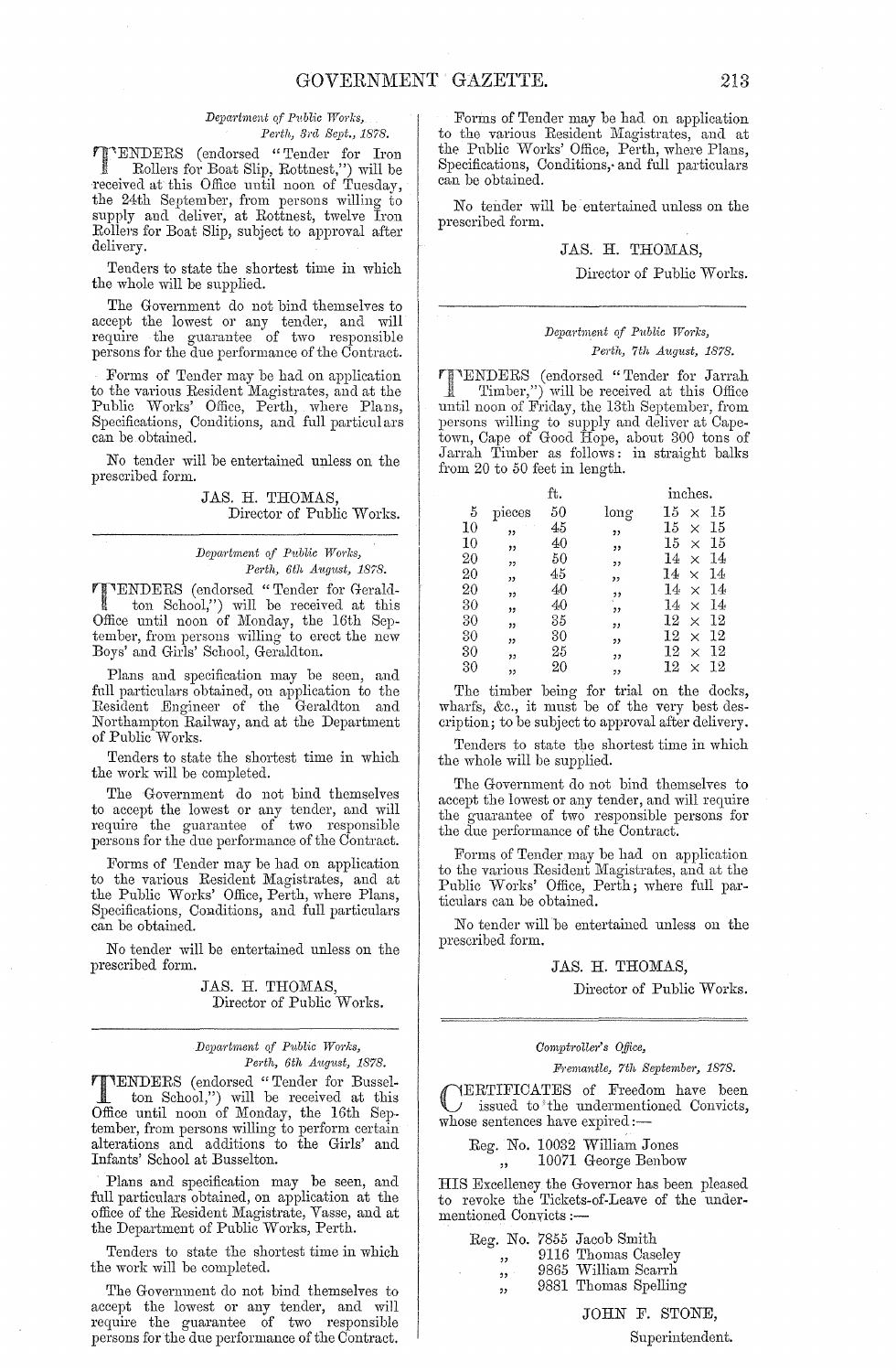*Department of Public Works,*
*Perth, 3rd Sept., 1878.*

TENDERS (endorsed "Tender for Iron Rollers for Boat Slip, Rottnest,") will be received at this Office until noon of Tuesday, the 24th September, from persons willing to supply and deliver, at Rottnest, twelve Iron Rollers for Boat Slip, subject to approval after delivery.

Tenders to state the shortest time in which the whole will be supplied.

The Government do not bind themselves to accept the lowest or any tender, and will require the guarantee of two responsible persons for the due performance of the Contract.

Forms of Tender may be had on application to the various Resident Magistrates, and at the Public Works' Office, Perth, where Plans, Specifications, Conditions, and full particulars can be obtained.

No tender will be entertained unless on the prescribed form.

JAS. H. THOMAS,
Director of Public Works.

---

*Department of Public Works,*
*Perth, 6th August, 1878.*

TENDERS (endorsed "Tender for Geraldton School,") will be received at this Office until noon of Monday, the 16th September, from persons willing to erect the new Boys' and Girls' School, Geraldton.

Plans and specification may be seen, and full particulars obtained, on application to the Resident Engineer of the Geraldton and Northampton Railway, and at the Department of Public Works.

Tenders to state the shortest time in which the work will be completed.

The Government do not bind themselves to accept the lowest or any tender, and will require the guarantee of two responsible persons for the due performance of the Contract.

Forms of Tender may be had on application to the various Resident Magistrates, and at the Public Works' Office, Perth, where Plans, Specifications, Conditions, and full particulars can be obtained.

No tender will be entertained unless on the prescribed form.

JAS. H. THOMAS,
Director of Public Works.

---

*Department of Public Works,*
*Perth, 6th August, 1878.*

TENDERS (endorsed "Tender for Busselton School,") will be received at this Office until noon of Monday, the 16th September, from persons willing to perform certain alterations and additions to the Girls' and Infants' School at Busselton.

Plans and specification may be seen, and full particulars obtained, on application at the office of the Resident Magistrate, Vasse, and at the Department of Public Works, Perth.

Tenders to state the shortest time in which the work will be completed.

The Government do not bind themselves to accept the lowest or any tender, and will require the guarantee of two responsible persons for the due performance of the Contract.

Forms of Tender may be had on application to the various Resident Magistrates, and at the Public Works' Office, Perth, where Plans, Specifications, Conditions, and full particulars can be obtained.

No tender will be entertained unless on the prescribed form.

JAS. H. THOMAS,
Director of Public Works.

---

*Department of Public Works,*
*Perth, 7th August, 1878.*

TENDERS (endorsed "Tender for Jarrah Timber,") will be received at this Office until noon of Friday, the 13th September, from persons willing to supply and deliver at Capetown, Cape of Good Hope, about 300 tons of Jarrah Timber as follows: in straight balks from 20 to 50 feet in length.

| | | ft. | | inches. |
|---|---|---|---|---|
| 5 | pieces | 50 | long | 15 × 15 |
| 10 | " | 45 | " | 15 × 15 |
| 10 | " | 40 | " | 15 × 15 |
| 20 | " | 50 | " | 14 × 14 |
| 20 | " | 45 | " | 14 × 14 |
| 20 | " | 40 | " | 14 × 14 |
| 30 | " | 40 | " | 14 × 14 |
| 30 | " | 35 | " | 12 × 12 |
| 30 | " | 30 | " | 12 × 12 |
| 30 | " | 25 | " | 12 × 12 |
| 30 | " | 20 | " | 12 × 12 |

The timber being for trial on the docks, wharfs, &c., it must be of the very best description; to be subject to approval after delivery.

Tenders to state the shortest time in which the whole will be supplied.

The Government do not bind themselves to accept the lowest or any tender, and will require the guarantee of two responsible persons for the due performance of the Contract.

Forms of Tender may be had on application to the various Resident Magistrates, and at the Public Works' Office, Perth; where full particulars can be obtained.

No tender will be entertained unless on the prescribed form.

JAS. H. THOMAS,
Director of Public Works.

---

*Comptroller's Office,*
*Fremantle, 7th September, 1878.*

CERTIFICATES of Freedom have been issued to the undermentioned Convicts, whose sentences have expired:—

Reg. No. 10032 William Jones
" 10071 George Benbow

HIS Excellency the Governor has been pleased to revoke the Tickets-of-Leave of the undermentioned Convicts:—

Reg. No. 7855 Jacob Smith
" 9116 Thomas Caseley
" 9865 William Scarrh
" 9881 Thomas Spelling

JOHN F. STONE,
Superintendent.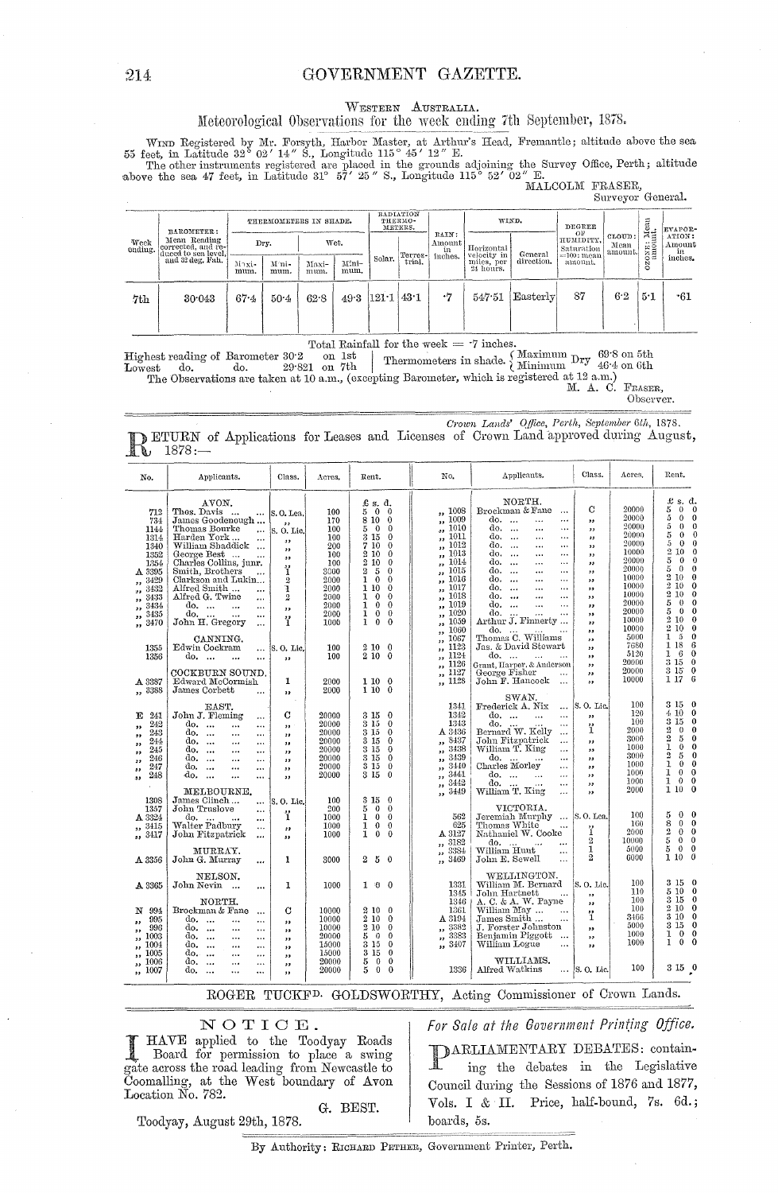# GOVERNMENT GAZETTE.

## Western Australia.

### Meteorological Observations for the week ending 7th September, 1878.

Wind Registered by Mr. Forsyth, Harbor Master, at Arthur's Head, Fremantle; altitude above the sea 55 feet, in Latitude 32° 02′ 14″ S., Longitude 115° 45′ 12″ E.

The other instruments registered are placed in the grounds adjoining the Survey Office, Perth; altitude above the sea 47 feet, in Latitude 31° 57′ 25″ S., Longitude 115° 52′ 02″ E.

MALCOLM FRASER,
Surveyor General.

| Week ending. | Barometer: Mean Reading corrected, and reduced to sea level, and 32 deg. Fah. | Thermometers in Shade. | | | | Radiation Thermometers. | | Rain: Amount in inches. | Wind. | | Degree of Humidity, Saturation =100: mean amount. | Cloud: Mean amount. | Ozone: Mean amount. | Evaporation: Amount in inches. |
|---|---|---|---|---|---|---|---|---|---|---|---|---|---|---|
| | | Dry. | | Wet. | | | | | | | | | | |
| | | Maximum. | Minimum. | Maximum. | Minimum. | Solar. | Terrestrial. | | Horizontal velocity in miles, per 24 hours. | General direction. | | | | |
| 7th | 30·043 | 67·4 | 50·4 | 62·8 | 49·3 | 121·1 | 43·1 | ·7 | 547·51 | Easterly | 87 | 6·2 | 5·1 | ·61 |

Total Rainfall for the week = ·7 inches.

Highest reading of Barometer 30·2 on 1st
Lowest do. do. 29·821 on 7th

Thermometers in shade. { Maximum Dry 69·8 on 5th; Minimum Dry 46·4 on 6th }

The Observations are taken at 10 a.m., (excepting Barometer, which is registered at 12 a.m.)

M. A. C. Fraser,
Observer.

---

*Crown Lands' Office, Perth, September 6th, 1878.*

**RETURN** of Applications for Leases and Licenses of Crown Land approved during August, 1878:—

| No. | Applicants. | Class. | Acres. | Rent. |
|---|---|---|---|---|
| | AVON. | | | £ s. d. |
| 712 | Thos. Davis ... | S. O. Lea. | 100 | 5 0 0 |
| 734 | James Goodenough ... | ,, | 170 | 8 10 0 |
| 1144 | Thomas Bourke ... | S. O. Lic. | 100 | 5 0 0 |
| 1314 | Harden York ... | ,, | 100 | 3 15 0 |
| 1340 | William Shaddick ... | ,, | 200 | 7 10 0 |
| 1352 | George Best ... | ,, | 100 | 3 10 0 |
| 1354 | Charles Collins, junr. | ,, | 100 | 2 10 0 |
| A 3395 | Smith, Brothers | 1 | 3000 | 2 5 0 |
| ,, 3429 | Clarkson and Lukin ... | 2 | 2000 | 1 0 0 |
| ,, 3432 | Alfred Smith ... | 1 | 2000 | 1 10 0 |
| ,, 3433 | Alfred G. Twine | 2 | 2000 | 1 0 0 |
| ,, 3434 | do. ... | ,, | 2000 | 1 0 0 |
| ,, 3435 | do. ... | ,, | 2000 | 1 0 0 |
| ,, 3470 | John H. Gregory | 1 | 1000 | 1 0 0 |
| | CANNING. | | | |
| 1355 | Edwin Cockram ... | S. O. Lic. | 100 | 2 10 0 |
| 1356 | do. ... | ,, | 100 | 2 10 0 |
| | COCKBURN SOUND. | | | |
| A 3387 | Edward McCormish | 1 | 2000 | 1 10 0 |
| ,, 3388 | James Corbett ... | ,, | 2000 | 1 10 0 |
| | EAST. | | | |
| E 241 | John J. Fleming ... | C | 20000 | 3 15 0 |
| ,, 242 | do. ... | ,, | 20000 | 3 15 0 |
| ,, 243 | do. ... | ,, | 20000 | 3 15 0 |
| ,, 244 | do. ... | ,, | 20000 | 3 15 0 |
| ,, 245 | do. ... | ,, | 20000 | 3 15 0 |
| ,, 246 | do. ... | ,, | 20000 | 3 15 0 |
| ,, 247 | do. ... | ,, | 20000 | 3 15 0 |
| ,, 248 | do. ... | ,, | 20000 | 3 15 0 |
| | MELBOURNE. | | | |
| 1308 | James Clinch ... | S. O. Lic. | 100 | 3 15 0 |
| 1357 | John Truslove ... | ,, | 200 | 5 0 0 |
| A 3324 | do. ... | 1 | 1000 | 1 0 0 |
| ,, 3415 | Walter Padbury ... | ,, | 1000 | 1 0 0 |
| ,, 3417 | John Fitzpatrick ... | ,, | 1000 | 1 0 0 |
| | MURRAY. | | | |
| A 3356 | John G. Murray ... | 1 | 3000 | 2 5 0 |
| | NELSON. | | | |
| A 3365 | John Nevin ... | 1 | 1000 | 1 0 0 |
| | NORTH. | | | |
| N 994 | Brockman & Fane ... | C | 10000 | 2 10 0 |
| ,, 995 | do. ... | ,, | 10000 | 2 10 0 |
| ,, 996 | do. ... | ,, | 10000 | 2 10 0 |
| ,, 1003 | do. ... | ,, | 20000 | 5 0 0 |
| ,, 1004 | do. ... | ,, | 15000 | 3 15 0 |
| ,, 1005 | do. ... | ,, | 15000 | 3 15 0 |
| ,, 1006 | do. ... | ,, | 20000 | 5 0 0 |
| ,, 1007 | do. ... | ,, | 20000 | 5 0 0 |
| | NORTH. | | | |
| ,, 1008 | Brockman & Fane ... | C | 20000 | 5 0 0 |
| ,, 1009 | do. ... | ,, | 20000 | 5 0 0 |
| ,, 1010 | do. ... | ,, | 20000 | 5 0 0 |
| ,, 1011 | do. ... | ,, | 20000 | 5 0 0 |
| ,, 1012 | do. ... | ,, | 20000 | 5 0 0 |
| ,, 1013 | do. ... | ,, | 10000 | 2 10 0 |
| ,, 1014 | do. ... | ,, | 20000 | 5 0 0 |
| ,, 1015 | do. ... | ,, | 20000 | 5 0 0 |
| ,, 1016 | do. ... | ,, | 10000 | 2 10 0 |
| ,, 1017 | do. ... | ,, | 10000 | 2 10 0 |
| ,, 1018 | do. ... | ,, | 10000 | 2 10 0 |
| ,, 1019 | do. ... | ,, | 20000 | 5 0 0 |
| ,, 1020 | do. ... | ,, | 20000 | 5 0 0 |
| ,, 1059 | Arthur J. Finnerty ... | ,, | 10000 | 2 10 0 |
| ,, 1060 | do. ... | ,, | 10000 | 2 10 0 |
| ,, 1067 | Thomas C. Williams | ,, | 5000 | 1 5 0 |
| ,, 1123 | Jas. & David Stewart | ,, | 7680 | 1 18 6 |
| ,, 1124 | do. ... | ,, | 5120 | 1 6 0 |
| ,, 1126 | Grant, Harper, & Anderson | ,, | 20000 | 3 15 0 |
| ,, 1127 | George Fisher ... | ,, | 20000 | 3 15 0 |
| ,, 1128 | John F. Hancock ... | ,, | 10000 | 1 17 6 |
| | SWAN. | | | |
| 1341 | Frederick A. Nix ... | S. O. Lic. | 100 | 3 15 0 |
| 1342 | do. ... | ,, | 120 | 4 10 0 |
| 1343 | do. ... | ,, | 100 | 3 15 0 |
| A 3436 | Bernard W. Kelly ... | 1 | 2000 | 2 0 0 |
| ,, 3437 | John Fitzpatrick ... | ,, | 3000 | 2 5 0 |
| ,, 3438 | William T. King ... | ,, | 1000 | 1 0 0 |
| ,, 3439 | do. ... | ,, | 3000 | 2 5 0 |
| ,, 3440 | Charles Morley ... | ,, | 1000 | 1 0 0 |
| ,, 3441 | do. ... | ,, | 1000 | 1 0 0 |
| ,, 3442 | do. ... | ,, | 1000 | 1 0 0 |
| ,, 3449 | William T. King ... | ,, | 2000 | 1 10 0 |
| | VICTORIA. | | | |
| 562 | Jeremiah Murphy ... | S. O. Lea. | 100 | 5 0 0 |
| 625 | Thomas White ... | ,, | 160 | 8 0 0 |
| A 3127 | Nathaniel W. Cooke | 1 | 2000 | 2 0 0 |
| ,, 3182 | do. ... | 2 | 10000 | 5 0 0 |
| ,, 3384 | William Hunt ... | 1 | 5000 | 5 0 0 |
| ,, 3469 | John E. Sewell ... | 2 | 6000 | 1 10 0 |
| | WELLINGTON. | | | |
| 1331 | William M. Bernard | S. O. Lic. | 100 | 3 15 0 |
| 1345 | John Hartnett ... | ,, | 110 | 5 10 0 |
| 1346 | A. C. & A. W. Payne | ,, | 100 | 3 15 0 |
| 1361 | William May ... | ,, | 100 | 2 10 0 |
| A 3194 | James Smith ... | 1 | 3466 | 3 10 0 |
| ,, 3382 | J. Forster Johnston | ,, | 5000 | 3 15 0 |
| ,, 3383 | Benjamin Piggott ... | ,, | 1000 | 1 0 0 |
| ,, 3407 | William Logue ... | ,, | 1000 | 1 0 0 |
| | WILLIAMS. | | | |
| 1336 | Alfred Watkins ... | S. O. Lic. | 100 | 3 15 0 |

ROGER TUCKFD. GOLDSWORTHY, Acting Commissioner of Crown Lands.

---

## NOTICE.

I HAVE applied to the Toodyay Roads Board for permission to place a swing gate across the road leading from Newcastle to Coomalling, at the West boundary of Avon Location No. 782.

G. BEST.

Toodyay, August 29th, 1878.

---

*For Sale at the Government Printing Office.*

PARLIAMENTARY DEBATES: containing the debates in the Legislative Council during the Sessions of 1876 and 1877, Vols. I & II. Price, half-bound, 7s. 6d.; boards, 5s.

---

By Authority: Richard Pether, Government Printer, Perth.